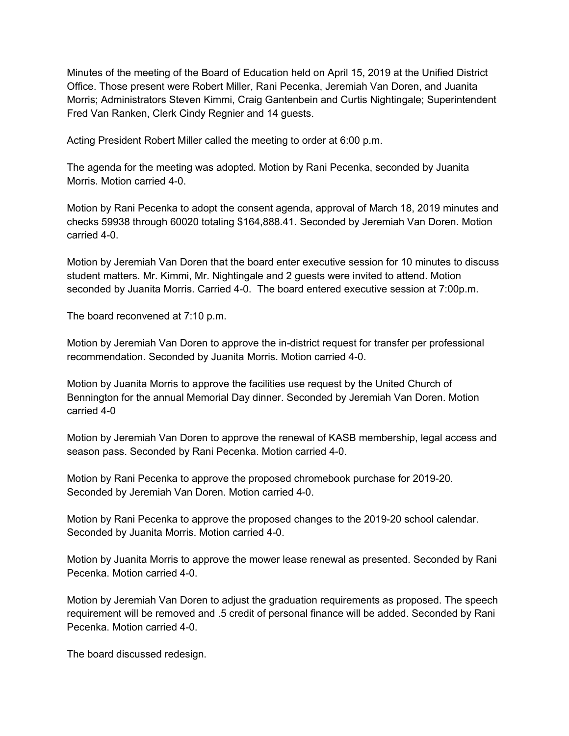Minutes of the meeting of the Board of Education held on April 15, 2019 at the Unified District Office. Those present were Robert Miller, Rani Pecenka, Jeremiah Van Doren, and Juanita Morris; Administrators Steven Kimmi, Craig Gantenbein and Curtis Nightingale; Superintendent Fred Van Ranken, Clerk Cindy Regnier and 14 guests.

Acting President Robert Miller called the meeting to order at 6:00 p.m.

The agenda for the meeting was adopted. Motion by Rani Pecenka, seconded by Juanita Morris. Motion carried 4-0.

Motion by Rani Pecenka to adopt the consent agenda, approval of March 18, 2019 minutes and checks 59938 through 60020 totaling $164,888.41. Seconded by Jeremiah Van Doren. Motion carried 4-0.

Motion by Jeremiah Van Doren that the board enter executive session for 10 minutes to discuss student matters. Mr. Kimmi, Mr. Nightingale and 2 guests were invited to attend. Motion seconded by Juanita Morris. Carried 4-0. The board entered executive session at 7:00p.m.

The board reconvened at 7:10 p.m.

Motion by Jeremiah Van Doren to approve the in-district request for transfer per professional recommendation. Seconded by Juanita Morris. Motion carried 4-0.

Motion by Juanita Morris to approve the facilities use request by the United Church of Bennington for the annual Memorial Day dinner. Seconded by Jeremiah Van Doren. Motion carried 4-0

Motion by Jeremiah Van Doren to approve the renewal of KASB membership, legal access and season pass. Seconded by Rani Pecenka. Motion carried 4-0.

Motion by Rani Pecenka to approve the proposed chromebook purchase for 2019-20. Seconded by Jeremiah Van Doren. Motion carried 4-0.

Motion by Rani Pecenka to approve the proposed changes to the 2019-20 school calendar. Seconded by Juanita Morris. Motion carried 4-0.

Motion by Juanita Morris to approve the mower lease renewal as presented. Seconded by Rani Pecenka. Motion carried 4-0.

Motion by Jeremiah Van Doren to adjust the graduation requirements as proposed. The speech requirement will be removed and .5 credit of personal finance will be added. Seconded by Rani Pecenka. Motion carried 4-0.

The board discussed redesign.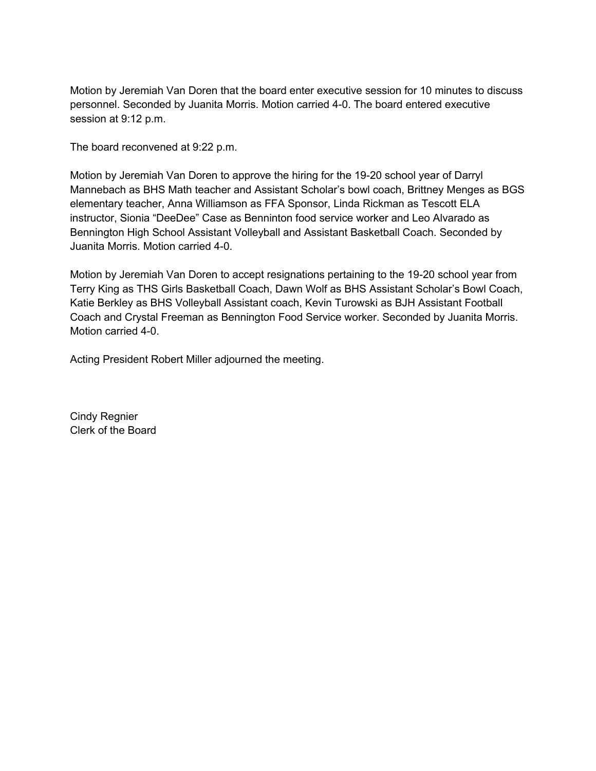Motion by Jeremiah Van Doren that the board enter executive session for 10 minutes to discuss personnel. Seconded by Juanita Morris. Motion carried 4-0. The board entered executive session at 9:12 p.m.

The board reconvened at 9:22 p.m.

Motion by Jeremiah Van Doren to approve the hiring for the 19-20 school year of Darryl Mannebach as BHS Math teacher and Assistant Scholar's bowl coach, Brittney Menges as BGS elementary teacher, Anna Williamson as FFA Sponsor, Linda Rickman as Tescott ELA instructor, Sionia "DeeDee" Case as Benninton food service worker and Leo Alvarado as Bennington High School Assistant Volleyball and Assistant Basketball Coach. Seconded by Juanita Morris. Motion carried 4-0.

Motion by Jeremiah Van Doren to accept resignations pertaining to the 19-20 school year from Terry King as THS Girls Basketball Coach, Dawn Wolf as BHS Assistant Scholar's Bowl Coach, Katie Berkley as BHS Volleyball Assistant coach, Kevin Turowski as BJH Assistant Football Coach and Crystal Freeman as Bennington Food Service worker. Seconded by Juanita Morris. Motion carried 4-0.

Acting President Robert Miller adjourned the meeting.

Cindy Regnier
Clerk of the Board